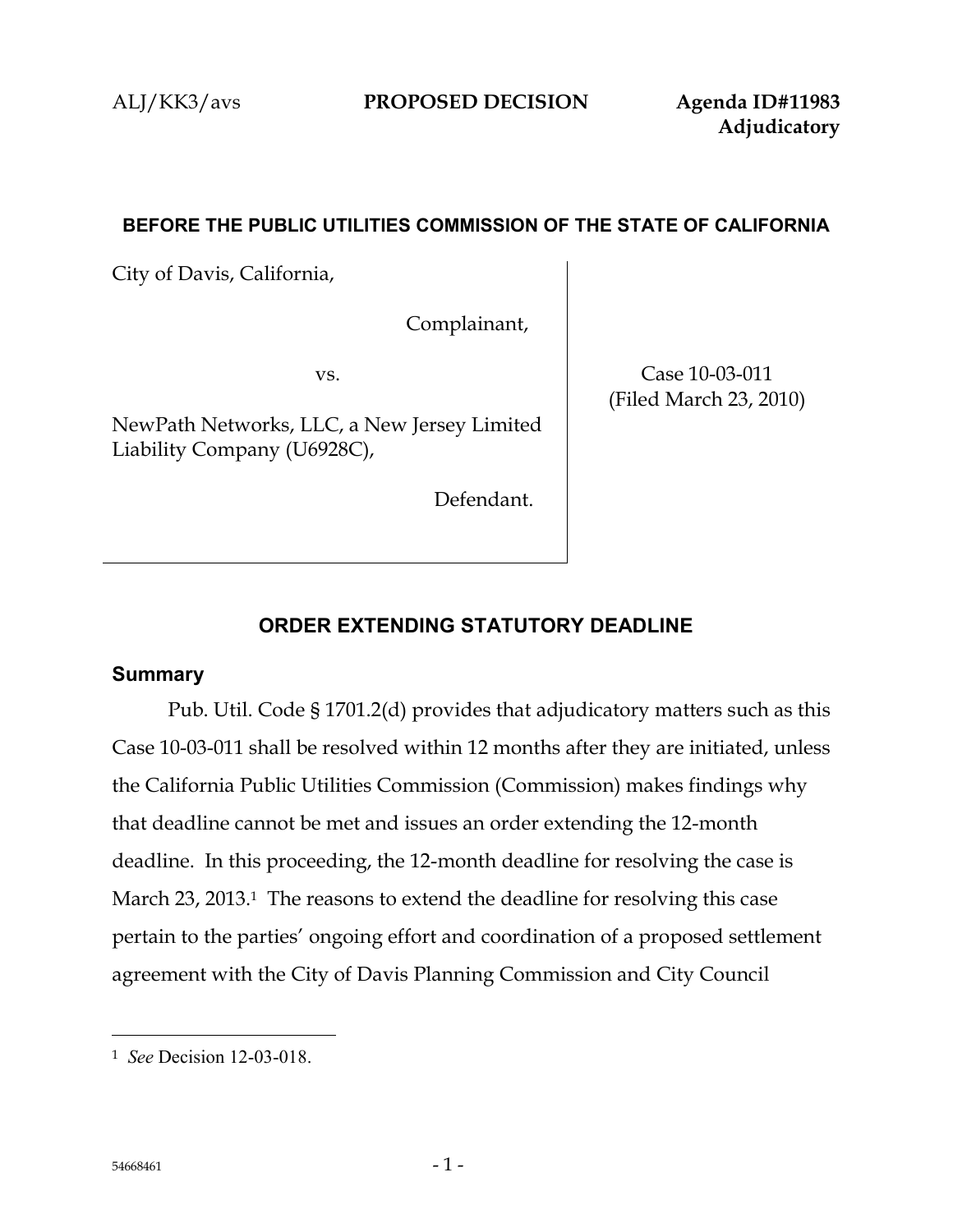ALJ/KK3/avs **PROPOSED DECISION** **Agenda ID#11983**
**Adjudicatory**

**BEFORE THE PUBLIC UTILITIES COMMISSION OF THE STATE OF CALIFORNIA**

| | |
|---|---|
| City of Davis, California,<br><br>Complainant,<br><br>vs.<br><br>NewPath Networks, LLC, a New Jersey Limited Liability Company (U6928C),<br><br>Defendant. | Case 10-03-011<br>(Filed March 23, 2010) |

## ORDER EXTENDING STATUTORY DEADLINE

### Summary

Pub. Util. Code § 1701.2(d) provides that adjudicatory matters such as this Case 10-03-011 shall be resolved within 12 months after they are initiated, unless the California Public Utilities Commission (Commission) makes findings why that deadline cannot be met and issues an order extending the 12-month deadline. In this proceeding, the 12-month deadline for resolving the case is March 23, 2013.[1] The reasons to extend the deadline for resolving this case pertain to the parties' ongoing effort and coordination of a proposed settlement agreement with the City of Davis Planning Commission and City Council

[1] *See* Decision 12-03-018.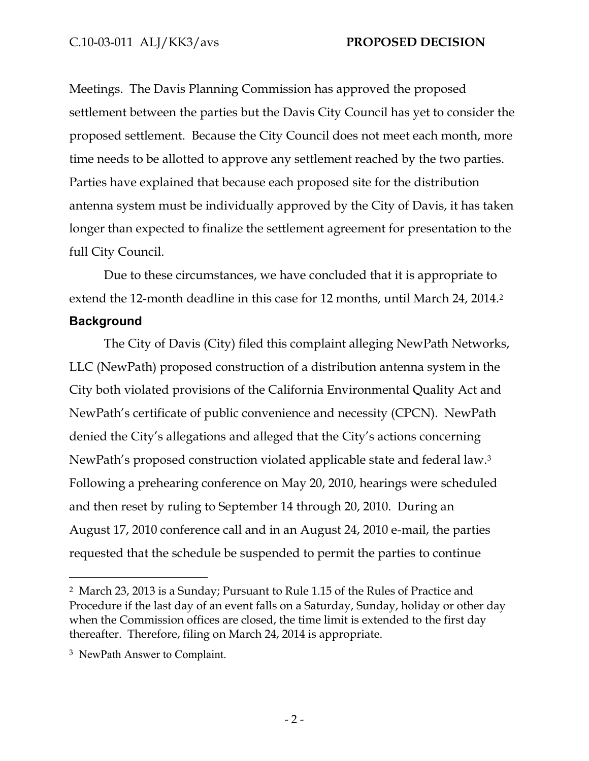Meetings. The Davis Planning Commission has approved the proposed settlement between the parties but the Davis City Council has yet to consider the proposed settlement. Because the City Council does not meet each month, more time needs to be allotted to approve any settlement reached by the two parties. Parties have explained that because each proposed site for the distribution antenna system must be individually approved by the City of Davis, it has taken longer than expected to finalize the settlement agreement for presentation to the full City Council.

Due to these circumstances, we have concluded that it is appropriate to extend the 12-month deadline in this case for 12 months, until March 24, 2014.[2]

## Background

The City of Davis (City) filed this complaint alleging NewPath Networks, LLC (NewPath) proposed construction of a distribution antenna system in the City both violated provisions of the California Environmental Quality Act and NewPath's certificate of public convenience and necessity (CPCN). NewPath denied the City's allegations and alleged that the City's actions concerning NewPath's proposed construction violated applicable state and federal law.[3] Following a prehearing conference on May 20, 2010, hearings were scheduled and then reset by ruling to September 14 through 20, 2010. During an August 17, 2010 conference call and in an August 24, 2010 e-mail, the parties requested that the schedule be suspended to permit the parties to continue

---

[2] March 23, 2013 is a Sunday; Pursuant to Rule 1.15 of the Rules of Practice and Procedure if the last day of an event falls on a Saturday, Sunday, holiday or other day when the Commission offices are closed, the time limit is extended to the first day thereafter. Therefore, filing on March 24, 2014 is appropriate.

[3] NewPath Answer to Complaint.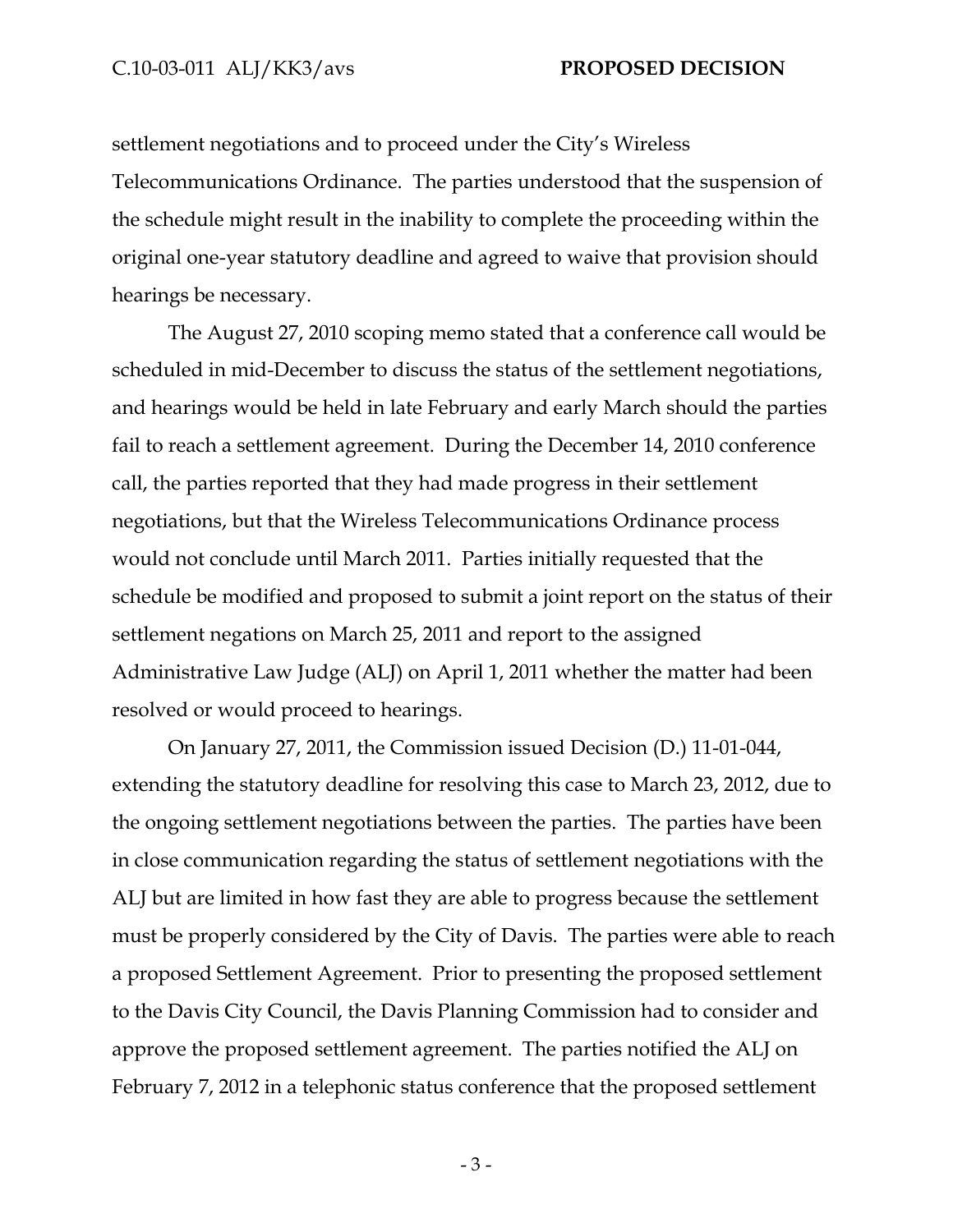settlement negotiations and to proceed under the City's Wireless Telecommunications Ordinance. The parties understood that the suspension of the schedule might result in the inability to complete the proceeding within the original one-year statutory deadline and agreed to waive that provision should hearings be necessary.

The August 27, 2010 scoping memo stated that a conference call would be scheduled in mid-December to discuss the status of the settlement negotiations, and hearings would be held in late February and early March should the parties fail to reach a settlement agreement. During the December 14, 2010 conference call, the parties reported that they had made progress in their settlement negotiations, but that the Wireless Telecommunications Ordinance process would not conclude until March 2011. Parties initially requested that the schedule be modified and proposed to submit a joint report on the status of their settlement negations on March 25, 2011 and report to the assigned Administrative Law Judge (ALJ) on April 1, 2011 whether the matter had been resolved or would proceed to hearings.

On January 27, 2011, the Commission issued Decision (D.) 11-01-044, extending the statutory deadline for resolving this case to March 23, 2012, due to the ongoing settlement negotiations between the parties. The parties have been in close communication regarding the status of settlement negotiations with the ALJ but are limited in how fast they are able to progress because the settlement must be properly considered by the City of Davis. The parties were able to reach a proposed Settlement Agreement. Prior to presenting the proposed settlement to the Davis City Council, the Davis Planning Commission had to consider and approve the proposed settlement agreement. The parties notified the ALJ on February 7, 2012 in a telephonic status conference that the proposed settlement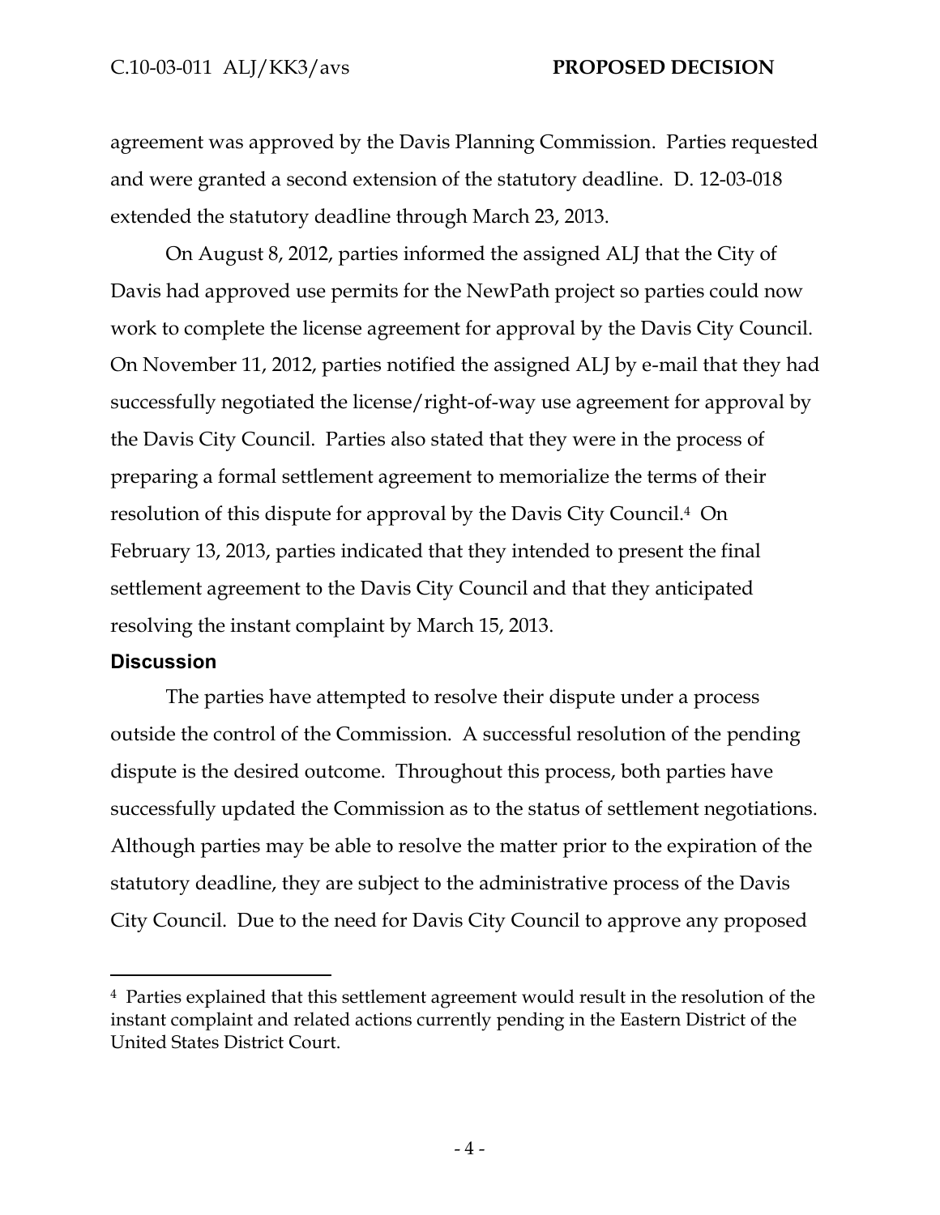agreement was approved by the Davis Planning Commission. Parties requested and were granted a second extension of the statutory deadline. D. 12-03-018 extended the statutory deadline through March 23, 2013.

On August 8, 2012, parties informed the assigned ALJ that the City of Davis had approved use permits for the NewPath project so parties could now work to complete the license agreement for approval by the Davis City Council. On November 11, 2012, parties notified the assigned ALJ by e-mail that they had successfully negotiated the license/right-of-way use agreement for approval by the Davis City Council. Parties also stated that they were in the process of preparing a formal settlement agreement to memorialize the terms of their resolution of this dispute for approval by the Davis City Council.[4] On February 13, 2013, parties indicated that they intended to present the final settlement agreement to the Davis City Council and that they anticipated resolving the instant complaint by March 15, 2013.

## Discussion

The parties have attempted to resolve their dispute under a process outside the control of the Commission. A successful resolution of the pending dispute is the desired outcome. Throughout this process, both parties have successfully updated the Commission as to the status of settlement negotiations. Although parties may be able to resolve the matter prior to the expiration of the statutory deadline, they are subject to the administrative process of the Davis City Council. Due to the need for Davis City Council to approve any proposed

---

[4] Parties explained that this settlement agreement would result in the resolution of the instant complaint and related actions currently pending in the Eastern District of the United States District Court.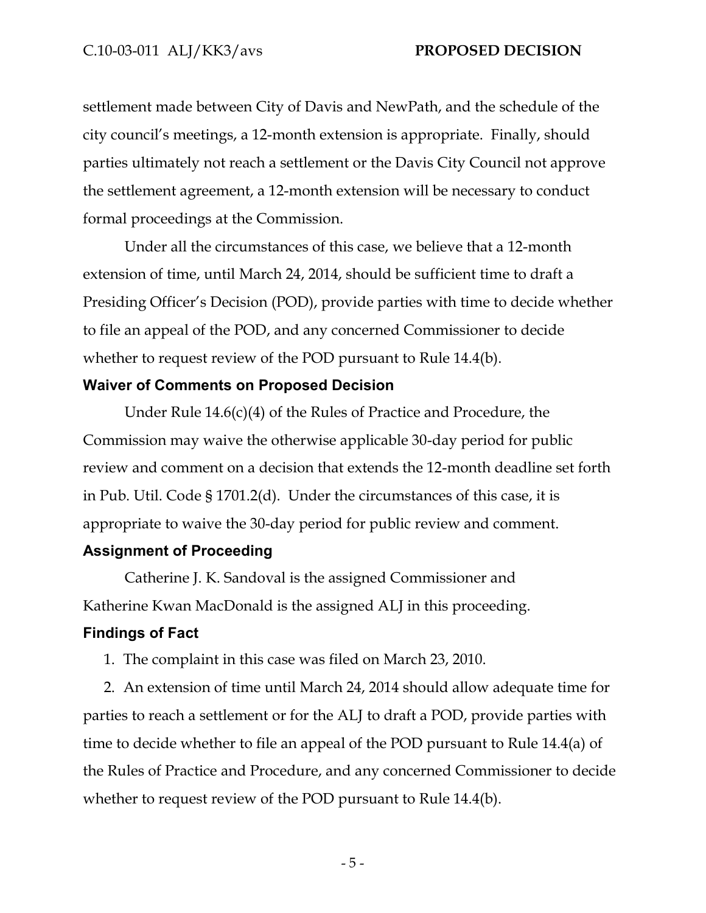settlement made between City of Davis and NewPath, and the schedule of the city council's meetings, a 12-month extension is appropriate. Finally, should parties ultimately not reach a settlement or the Davis City Council not approve the settlement agreement, a 12-month extension will be necessary to conduct formal proceedings at the Commission.

Under all the circumstances of this case, we believe that a 12-month extension of time, until March 24, 2014, should be sufficient time to draft a Presiding Officer's Decision (POD), provide parties with time to decide whether to file an appeal of the POD, and any concerned Commissioner to decide whether to request review of the POD pursuant to Rule 14.4(b).

## Waiver of Comments on Proposed Decision

Under Rule 14.6(c)(4) of the Rules of Practice and Procedure, the Commission may waive the otherwise applicable 30-day period for public review and comment on a decision that extends the 12-month deadline set forth in Pub. Util. Code § 1701.2(d). Under the circumstances of this case, it is appropriate to waive the 30-day period for public review and comment.

## Assignment of Proceeding

Catherine J. K. Sandoval is the assigned Commissioner and Katherine Kwan MacDonald is the assigned ALJ in this proceeding.

## Findings of Fact

1. The complaint in this case was filed on March 23, 2010.
2. An extension of time until March 24, 2014 should allow adequate time for parties to reach a settlement or for the ALJ to draft a POD, provide parties with time to decide whether to file an appeal of the POD pursuant to Rule 14.4(a) of the Rules of Practice and Procedure, and any concerned Commissioner to decide whether to request review of the POD pursuant to Rule 14.4(b).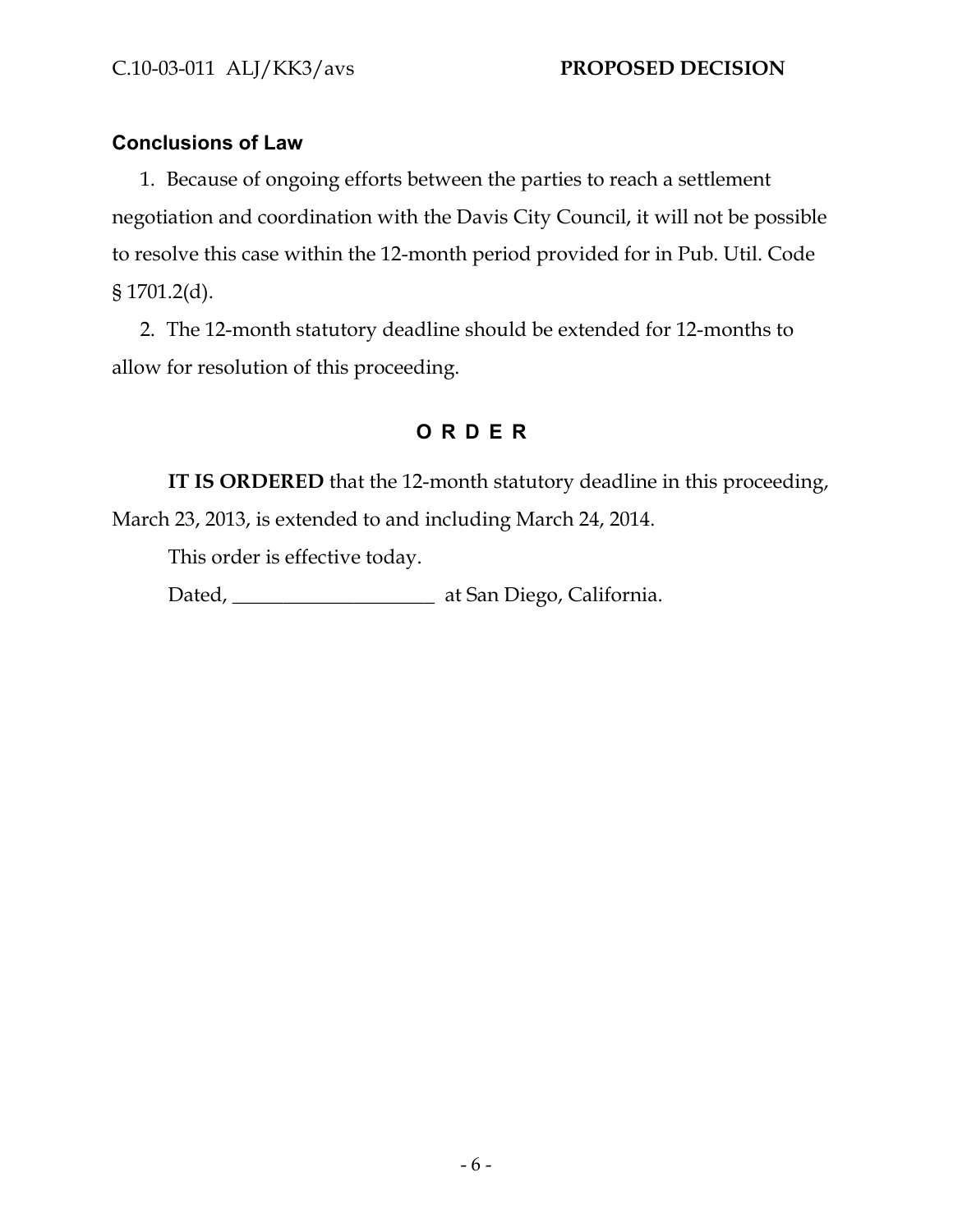## Conclusions of Law

1. Because of ongoing efforts between the parties to reach a settlement negotiation and coordination with the Davis City Council, it will not be possible to resolve this case within the 12-month period provided for in Pub. Util. Code § 1701.2(d).

2. The 12-month statutory deadline should be extended for 12-months to allow for resolution of this proceeding.

## O R D E R

**IT IS ORDERED** that the 12-month statutory deadline in this proceeding, March 23, 2013, is extended to and including March 24, 2014.

This order is effective today.

Dated, ____________________ at San Diego, California.